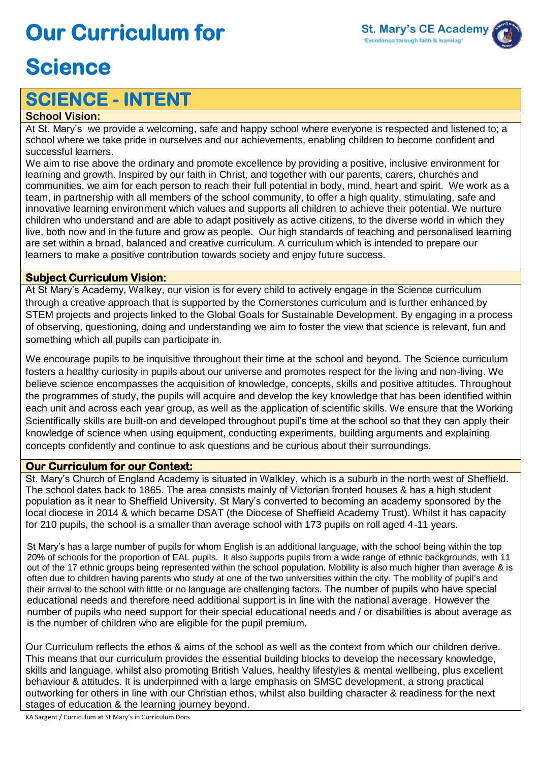# Our Curriculum for Science

St. Mary's CE Academy
'Excellence through faith & learning'

## SCIENCE - INTENT

### School Vision:

At St. Mary's we provide a welcoming, safe and happy school where everyone is respected and listened to; a school where we take pride in ourselves and our achievements, enabling children to become confident and successful learners.

We aim to rise above the ordinary and promote excellence by providing a positive, inclusive environment for learning and growth. Inspired by our faith in Christ, and together with our parents, carers, churches and communities, we aim for each person to reach their full potential in body, mind, heart and spirit. We work as a team, in partnership with all members of the school community, to offer a high quality, stimulating, safe and innovative learning environment which values and supports all children to achieve their potential. We nurture children who understand and are able to adapt positively as active citizens, to the diverse world in which they live, both now and in the future and grow as people. Our high standards of teaching and personalised learning are set within a broad, balanced and creative curriculum. A curriculum which is intended to prepare our learners to make a positive contribution towards society and enjoy future success.

### Subject Curriculum Vision:

At St Mary's Academy, Walkey, our vision is for every child to actively engage in the Science curriculum through a creative approach that is supported by the Cornerstones curriculum and is further enhanced by STEM projects and projects linked to the Global Goals for Sustainable Development. By engaging in a process of observing, questioning, doing and understanding we aim to foster the view that science is relevant, fun and something which all pupils can participate in.

We encourage pupils to be inquisitive throughout their time at the school and beyond. The Science curriculum fosters a healthy curiosity in pupils about our universe and promotes respect for the living and non-living. We believe science encompasses the acquisition of knowledge, concepts, skills and positive attitudes. Throughout the programmes of study, the pupils will acquire and develop the key knowledge that has been identified within each unit and across each year group, as well as the application of scientific skills. We ensure that the Working Scientifically skills are built-on and developed throughout pupil's time at the school so that they can apply their knowledge of science when using equipment, conducting experiments, building arguments and explaining concepts confidently and continue to ask questions and be curious about their surroundings.

### Our Curriculum for our Context:

St. Mary's Church of England Academy is situated in Walkley, which is a suburb in the north west of Sheffield. The school dates back to 1865. The area consists mainly of Victorian fronted houses & has a high student population as it near to Sheffield University. St Mary's converted to becoming an academy sponsored by the local diocese in 2014 & which became DSAT (the Diocese of Sheffield Academy Trust). Whilst it has capacity for 210 pupils, the school is a smaller than average school with 173 pupils on roll aged 4-11 years.

St Mary's has a large number of pupils for whom English is an additional language, with the school being within the top 20% of schools for the proportion of EAL pupils. It also supports pupils from a wide range of ethnic backgrounds, with 11 out of the 17 ethnic groups being represented within the school population. Mobility is also much higher than average & is often due to children having parents who study at one of the two universities within the city. The mobility of pupil's and their arrival to the school with little or no language are challenging factors. The number of pupils who have special educational needs and therefore need additional support is in line with the national average. However the number of pupils who need support for their special educational needs and / or disabilities is about average as is the number of children who are eligible for the pupil premium.

Our Curriculum reflects the ethos & aims of the school as well as the context from which our children derive. This means that our curriculum provides the essential building blocks to develop the necessary knowledge, skills and language, whilst also promoting British Values, healthy lifestyles & mental wellbeing, plus excellent behaviour & attitudes. It is underpinned with a large emphasis on SMSC development, a strong practical outworking for others in line with our Christian ethos, whilst also building character & readiness for the next stages of education & the learning journey beyond.

KA Sargent / Curriculum at St Mary's in Curriculum Docs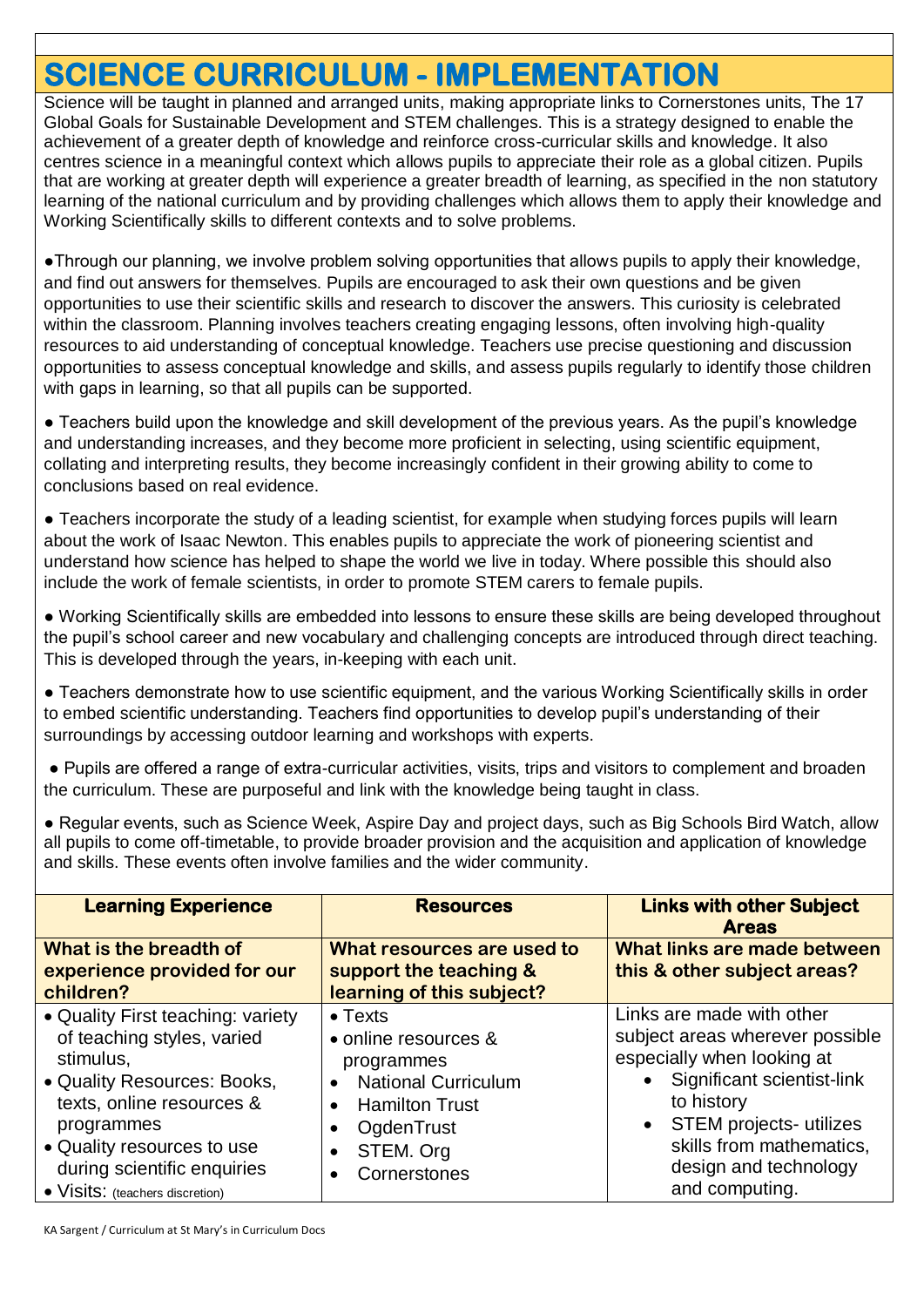# SCIENCE CURRICULUM - IMPLEMENTATION

Science will be taught in planned and arranged units, making appropriate links to Cornerstones units, The 17 Global Goals for Sustainable Development and STEM challenges. This is a strategy designed to enable the achievement of a greater depth of knowledge and reinforce cross-curricular skills and knowledge. It also centres science in a meaningful context which allows pupils to appreciate their role as a global citizen. Pupils that are working at greater depth will experience a greater breadth of learning, as specified in the non statutory learning of the national curriculum and by providing challenges which allows them to apply their knowledge and Working Scientifically skills to different contexts and to solve problems.

- Through our planning, we involve problem solving opportunities that allows pupils to apply their knowledge, and find out answers for themselves. Pupils are encouraged to ask their own questions and be given opportunities to use their scientific skills and research to discover the answers. This curiosity is celebrated within the classroom. Planning involves teachers creating engaging lessons, often involving high-quality resources to aid understanding of conceptual knowledge. Teachers use precise questioning and discussion opportunities to assess conceptual knowledge and skills, and assess pupils regularly to identify those children with gaps in learning, so that all pupils can be supported.

- Teachers build upon the knowledge and skill development of the previous years. As the pupil's knowledge and understanding increases, and they become more proficient in selecting, using scientific equipment, collating and interpreting results, they become increasingly confident in their growing ability to come to conclusions based on real evidence.

- Teachers incorporate the study of a leading scientist, for example when studying forces pupils will learn about the work of Isaac Newton. This enables pupils to appreciate the work of pioneering scientist and understand how science has helped to shape the world we live in today. Where possible this should also include the work of female scientists, in order to promote STEM carers to female pupils.

- Working Scientifically skills are embedded into lessons to ensure these skills are being developed throughout the pupil's school career and new vocabulary and challenging concepts are introduced through direct teaching. This is developed through the years, in-keeping with each unit.

- Teachers demonstrate how to use scientific equipment, and the various Working Scientifically skills in order to embed scientific understanding. Teachers find opportunities to develop pupil's understanding of their surroundings by accessing outdoor learning and workshops with experts.

- Pupils are offered a range of extra-curricular activities, visits, trips and visitors to complement and broaden the curriculum. These are purposeful and link with the knowledge being taught in class.

- Regular events, such as Science Week, Aspire Day and project days, such as Big Schools Bird Watch, allow all pupils to come off-timetable, to provide broader provision and the acquisition and application of knowledge and skills. These events often involve families and the wider community.

| **Learning Experience** | **Resources** | **Links with other Subject Areas** |
|---|---|---|
| **What is the breadth of experience provided for our children?** | **What resources are used to support the teaching & learning of this subject?** | **What links are made between this & other subject areas?** |
| • Quality First teaching: variety of teaching styles, varied stimulus,<br>• Quality Resources: Books, texts, online resources & programmes<br>• Quality resources to use during scientific enquiries<br>• Visits: (teachers discretion) | • Texts<br>• online resources & programmes<br>• National Curriculum<br>• Hamilton Trust<br>• OgdenTrust<br>• STEM. Org<br>• Cornerstones | Links are made with other subject areas wherever possible especially when looking at<br>• Significant scientist-link to history<br>• STEM projects- utilizes skills from mathematics, design and technology and computing. |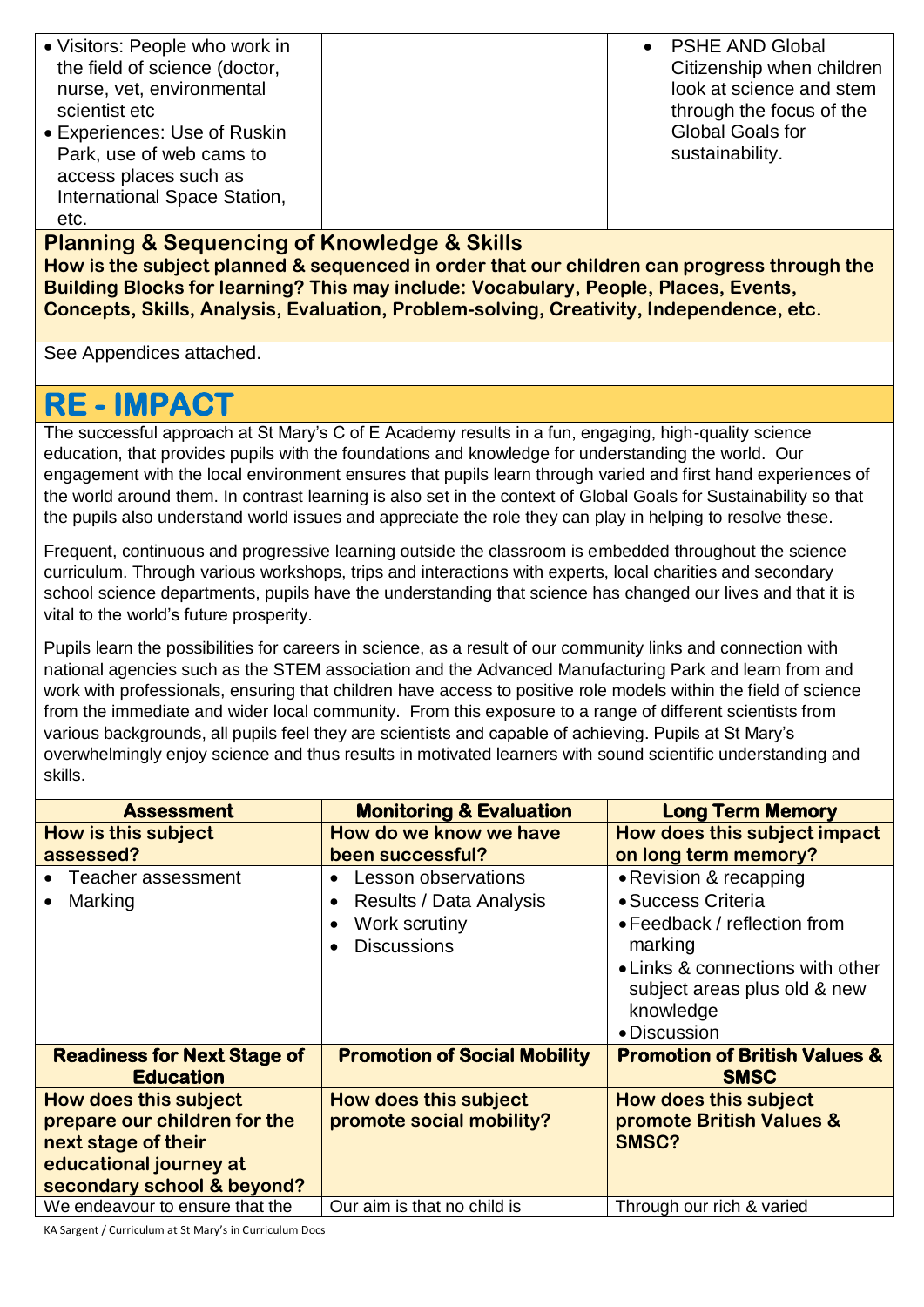| | | |
|---|---|---|
| • Visitors: People who work in the field of science (doctor, nurse, vet, environmental scientist etc<br>• Experiences: Use of Ruskin Park, use of web cams to access places such as International Space Station, etc. | | • PSHE AND Global Citizenship when children look at science and stem through the focus of the Global Goals for sustainability. |

**Planning & Sequencing of Knowledge & Skills**

**How is the subject planned & sequenced in order that our children can progress through the Building Blocks for learning? This may include: Vocabulary, People, Places, Events, Concepts, Skills, Analysis, Evaluation, Problem-solving, Creativity, Independence, etc.**

See Appendices attached.

# RE - IMPACT

The successful approach at St Mary's C of E Academy results in a fun, engaging, high-quality science education, that provides pupils with the foundations and knowledge for understanding the world. Our engagement with the local environment ensures that pupils learn through varied and first hand experiences of the world around them. In contrast learning is also set in the context of Global Goals for Sustainability so that the pupils also understand world issues and appreciate the role they can play in helping to resolve these.

Frequent, continuous and progressive learning outside the classroom is embedded throughout the science curriculum. Through various workshops, trips and interactions with experts, local charities and secondary school science departments, pupils have the understanding that science has changed our lives and that it is vital to the world's future prosperity.

Pupils learn the possibilities for careers in science, as a result of our community links and connection with national agencies such as the STEM association and the Advanced Manufacturing Park and learn from and work with professionals, ensuring that children have access to positive role models within the field of science from the immediate and wider local community. From this exposure to a range of different scientists from various backgrounds, all pupils feel they are scientists and capable of achieving. Pupils at St Mary's overwhelmingly enjoy science and thus results in motivated learners with sound scientific understanding and skills.

| Assessment | Monitoring & Evaluation | Long Term Memory |
|---|---|---|
| **How is this subject assessed?** | **How do we know we have been successful?** | **How does this subject impact on long term memory?** |
| • Teacher assessment<br>• Marking | • Lesson observations<br>• Results / Data Analysis<br>• Work scrutiny<br>• Discussions | • Revision & recapping<br>• Success Criteria<br>• Feedback / reflection from marking<br>• Links & connections with other subject areas plus old & new knowledge<br>• Discussion |
| **Readiness for Next Stage of Education** | **Promotion of Social Mobility** | **Promotion of British Values & SMSC** |
| **How does this subject prepare our children for the next stage of their educational journey at secondary school & beyond?** | **How does this subject promote social mobility?** | **How does this subject promote British Values & SMSC?** |
| We endeavour to ensure that the | Our aim is that no child is | Through our rich & varied |

KA Sargent / Curriculum at St Mary's in Curriculum Docs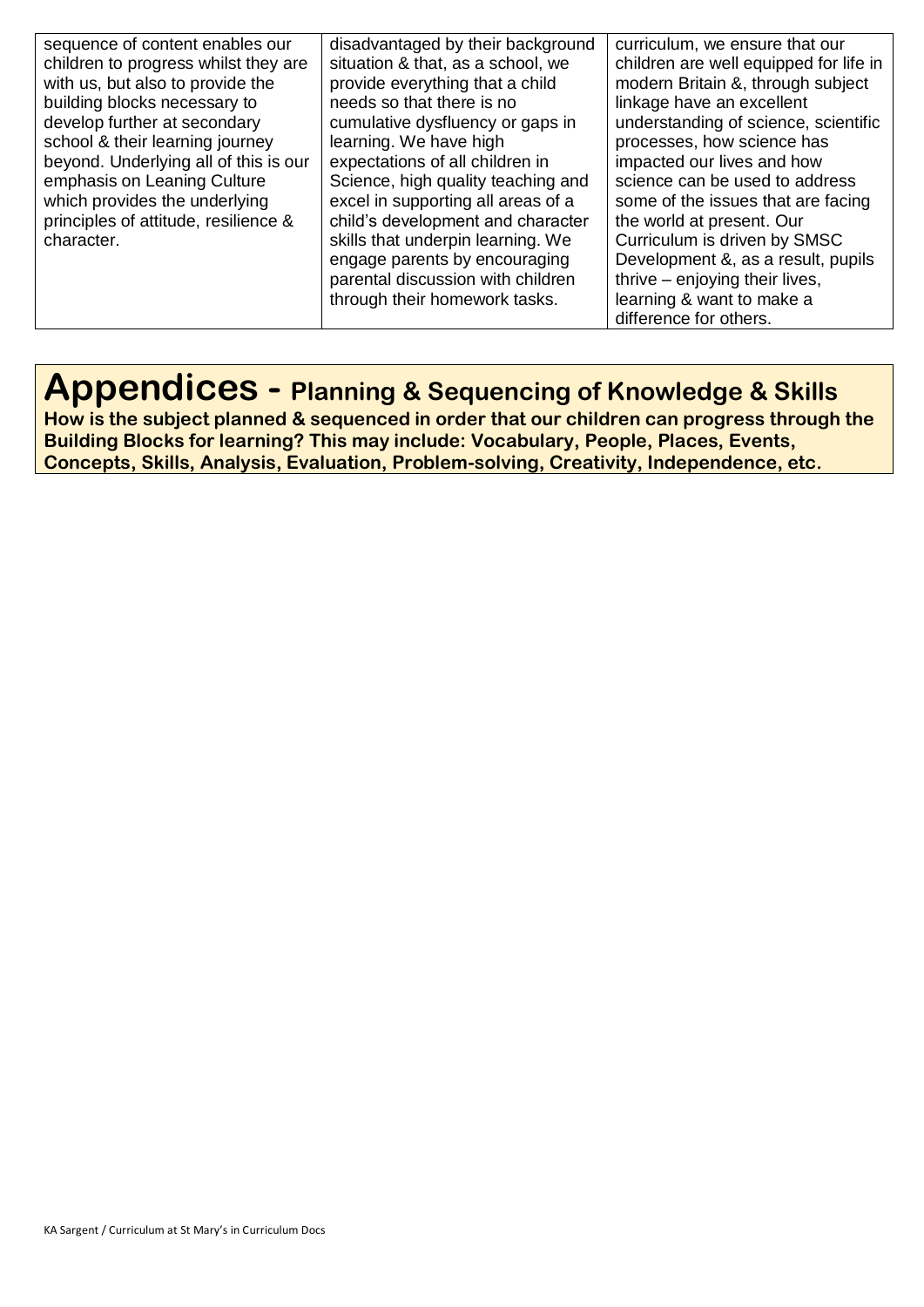| | | |
|---|---|---|
| sequence of content enables our children to progress whilst they are with us, but also to provide the building blocks necessary to develop further at secondary school & their learning journey beyond. Underlying all of this is our emphasis on Leaning Culture which provides the underlying principles of attitude, resilience & character. | disadvantaged by their background situation & that, as a school, we provide everything that a child needs so that there is no cumulative dysfluency or gaps in learning. We have high expectations of all children in Science, high quality teaching and excel in supporting all areas of a child's development and character skills that underpin learning. We engage parents by encouraging parental discussion with children through their homework tasks. | curriculum, we ensure that our children are well equipped for life in modern Britain &, through subject linkage have an excellent understanding of science, scientific processes, how science has impacted our lives and how science can be used to address some of the issues that are facing the world at present. Our Curriculum is driven by SMSC Development &, as a result, pupils thrive – enjoying their lives, learning & want to make a difference for others. |

# Appendices - Planning & Sequencing of Knowledge & Skills

**How is the subject planned & sequenced in order that our children can progress through the Building Blocks for learning? This may include: Vocabulary, People, Places, Events, Concepts, Skills, Analysis, Evaluation, Problem-solving, Creativity, Independence, etc.**